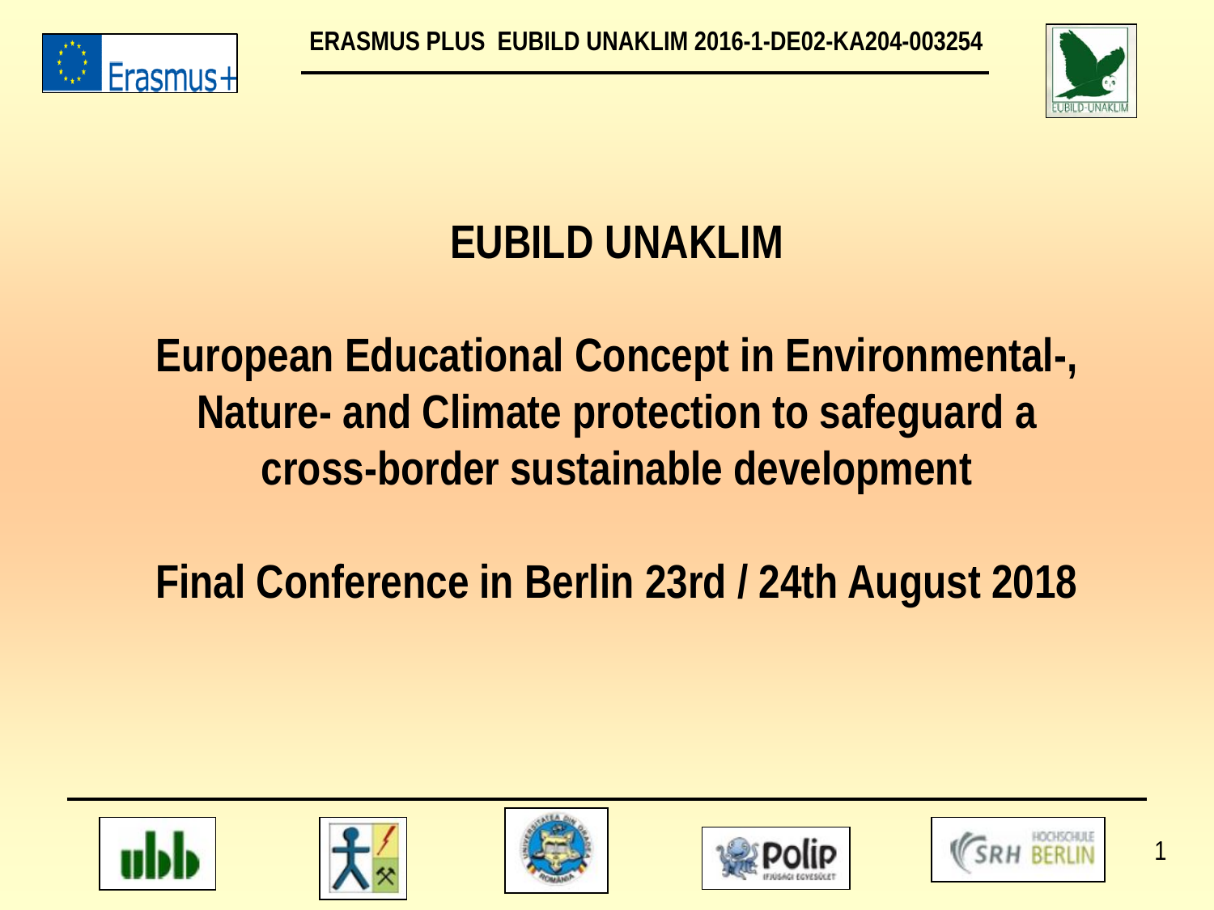ERASMUS PLUS EUBILD UNAKLIM 2016-1-DE02-KA204-003254

# EUBILD UNAKLIM

## European Educational Concept in Environmental-, Nature- and Climate protection to safeguard a cross-border sustainable development

## Final Conference in Berlin 23rd / 24th August 2018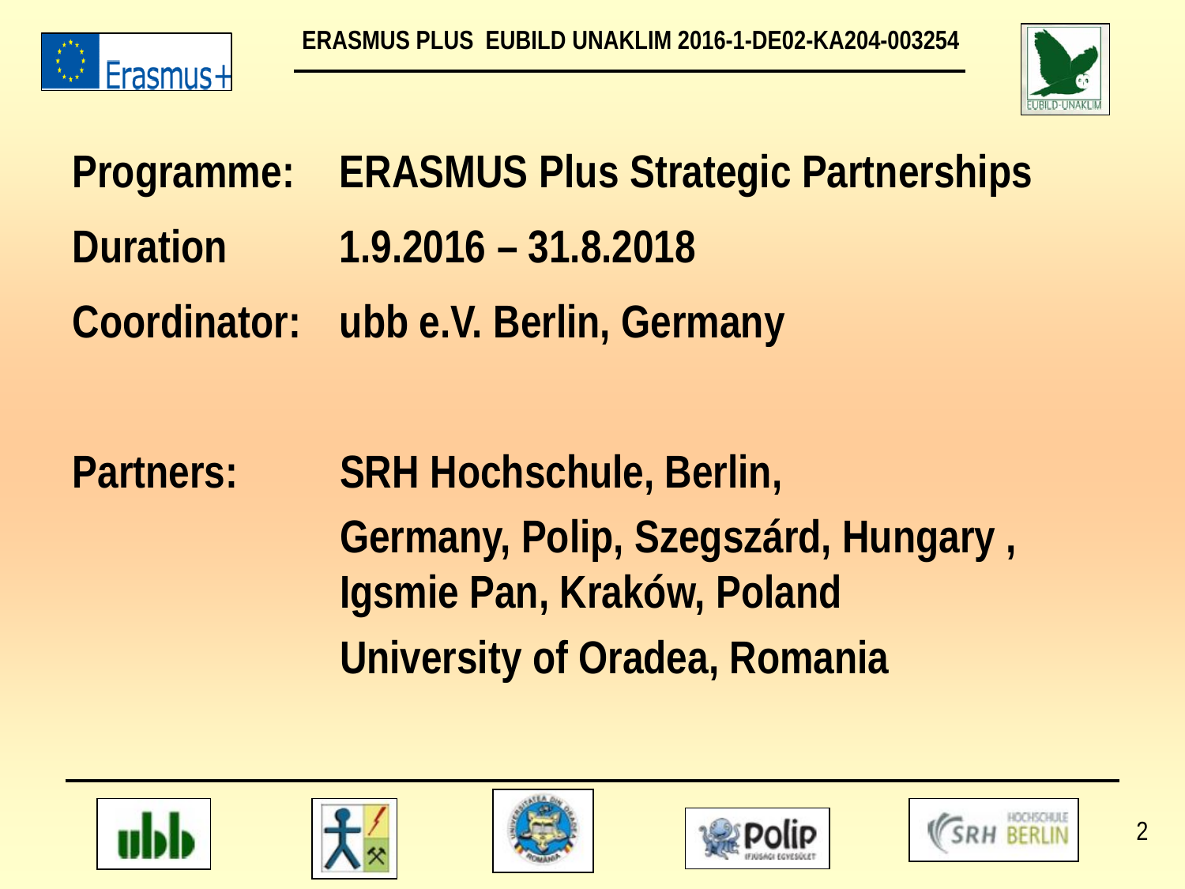**Programme:** ERASMUS Plus Strategic Partnerships

**Duration** 1.9.2016 – 31.8.2018

**Coordinator:** ubb e.V. Berlin, Germany

**Partners:** SRH Hochschule, Berlin, Germany, Polip, Szegszárd, Hungary , Igsmie Pan, Kraków, Poland
University of Oradea, Romania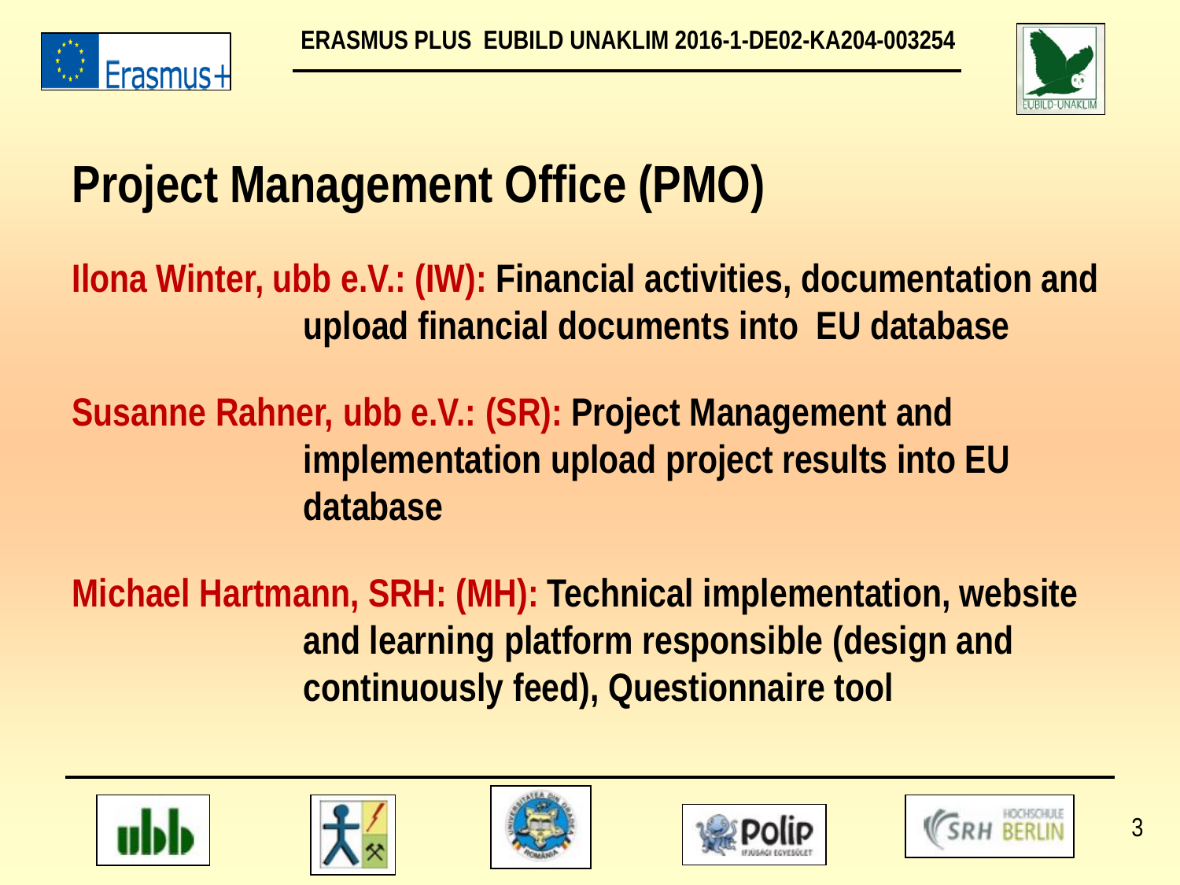# Project Management Office (PMO)

**Ilona Winter, ubb e.V.: (IW): Financial activities, documentation and upload financial documents into EU database**

**Susanne Rahner, ubb e.V.: (SR): Project Management and implementation upload project results into EU database**

**Michael Hartmann, SRH: (MH): Technical implementation, website and learning platform responsible (design and continuously feed), Questionnaire tool**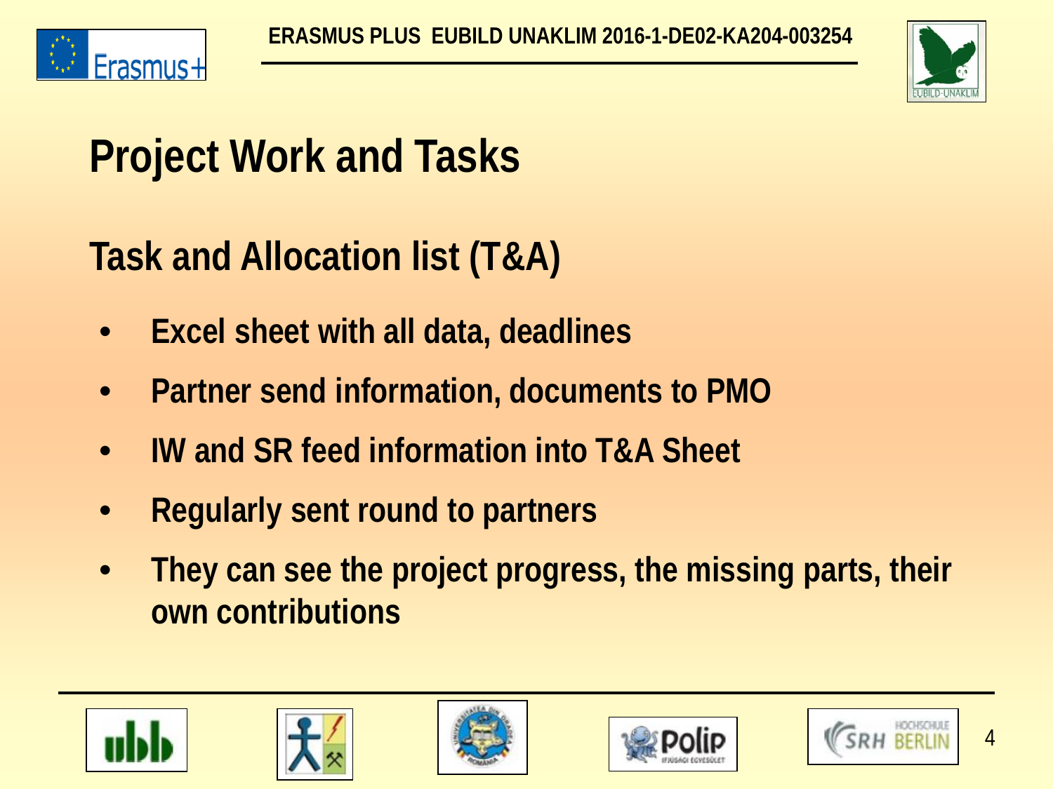# Project Work and Tasks

## Task and Allocation list (T&A)

- **Excel sheet with all data, deadlines**
- **Partner send information, documents to PMO**
- **IW and SR feed information into T&A Sheet**
- **Regularly sent round to partners**
- **They can see the project progress, the missing parts, their own contributions**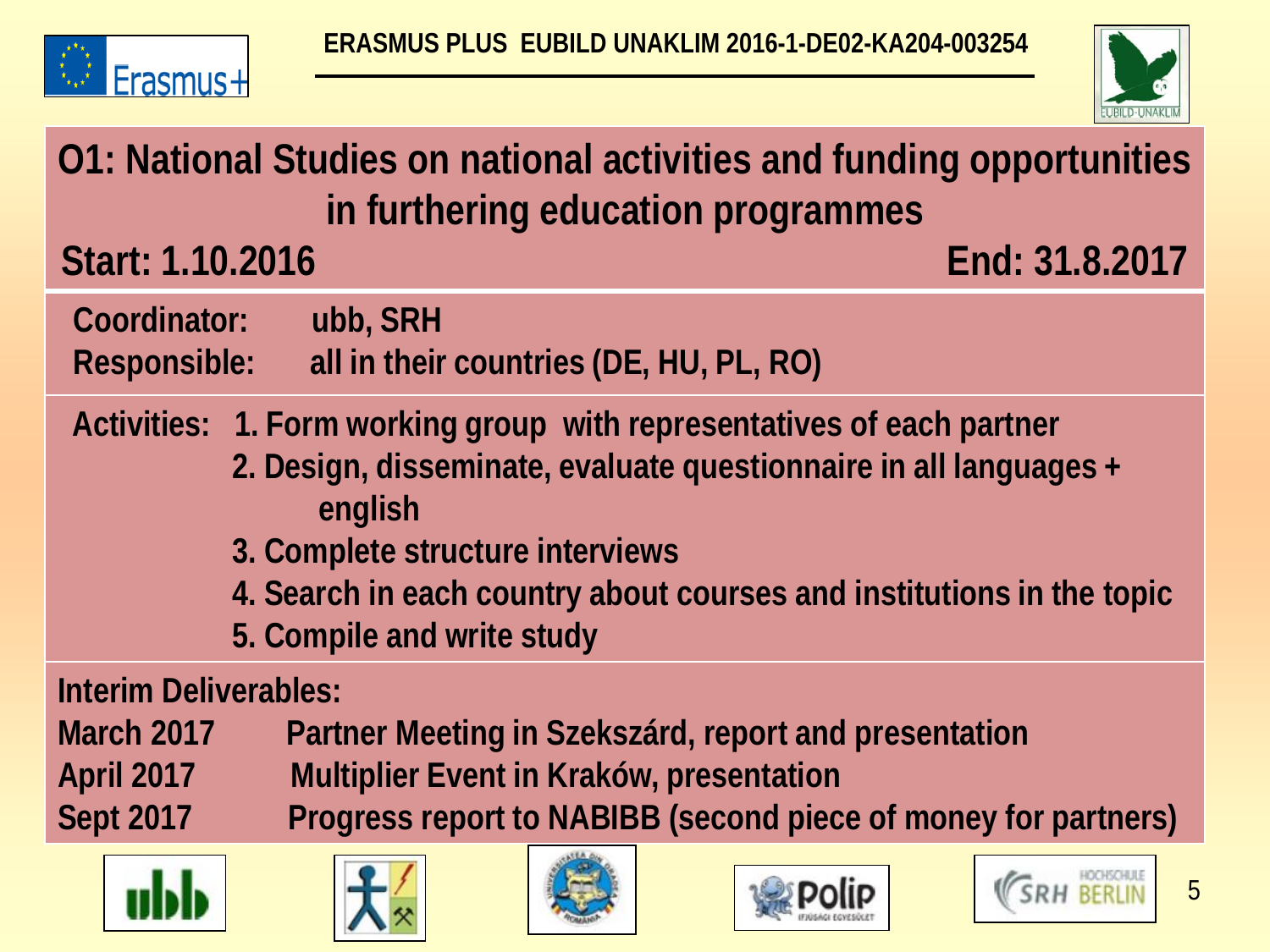ERASMUS PLUS EUBILD UNAKLIM 2016-1-DE02-KA204-003254

# O1: National Studies on national activities and funding opportunities in furthering education programmes

**Start: 1.10.2016** **End: 31.8.2017**

**Coordinator:** ubb, SRH
**Responsible:** all in their countries (DE, HU, PL, RO)

**Activities:**
1. Form working group with representatives of each partner
2. Design, disseminate, evaluate questionnaire in all languages + english
3. Complete structure interviews
4. Search in each country about courses and institutions in the topic
5. Compile and write study

**Interim Deliverables:**

| | |
|---|---|
| March 2017 | Partner Meeting in Szekszárd, report and presentation |
| April 2017 | Multiplier Event in Kraków, presentation |
| Sept 2017 | Progress report to NABIBB (second piece of money for partners) |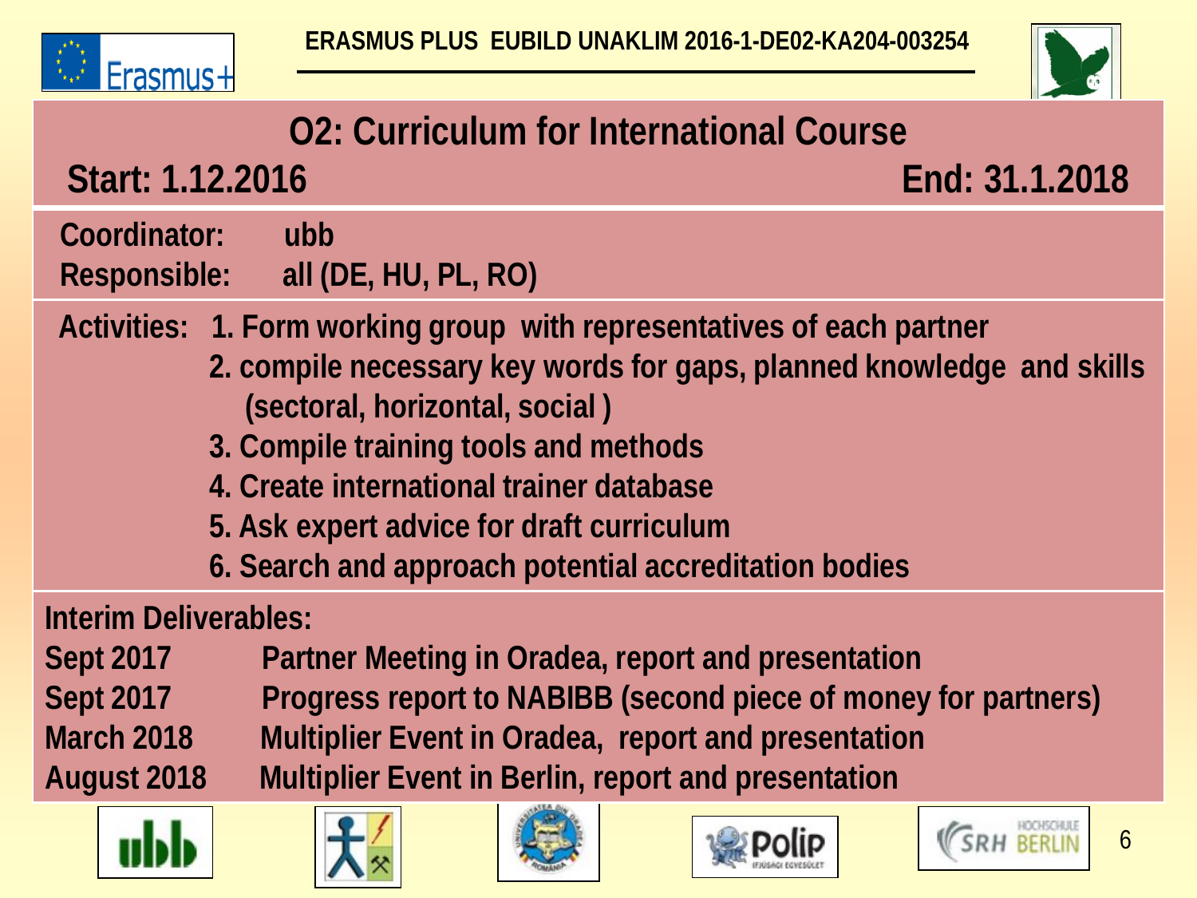# O2: Curriculum for International Course

**Start: 1.12.2016** **End: 31.1.2018**

**Coordinator:** ubb
**Responsible:** all (DE, HU, PL, RO)

**Activities:**

1. Form working group with representatives of each partner
2. compile necessary key words for gaps, planned knowledge and skills (sectoral, horizontal, social )
3. Compile training tools and methods
4. Create international trainer database
5. Ask expert advice for draft curriculum
6. Search and approach potential accreditation bodies

**Interim Deliverables:**

| | |
|---|---|
| Sept 2017 | Partner Meeting in Oradea, report and presentation |
| Sept 2017 | Progress report to NABIBB (second piece of money for partners) |
| March 2018 | Multiplier Event in Oradea, report and presentation |
| August 2018 | Multiplier Event in Berlin, report and presentation |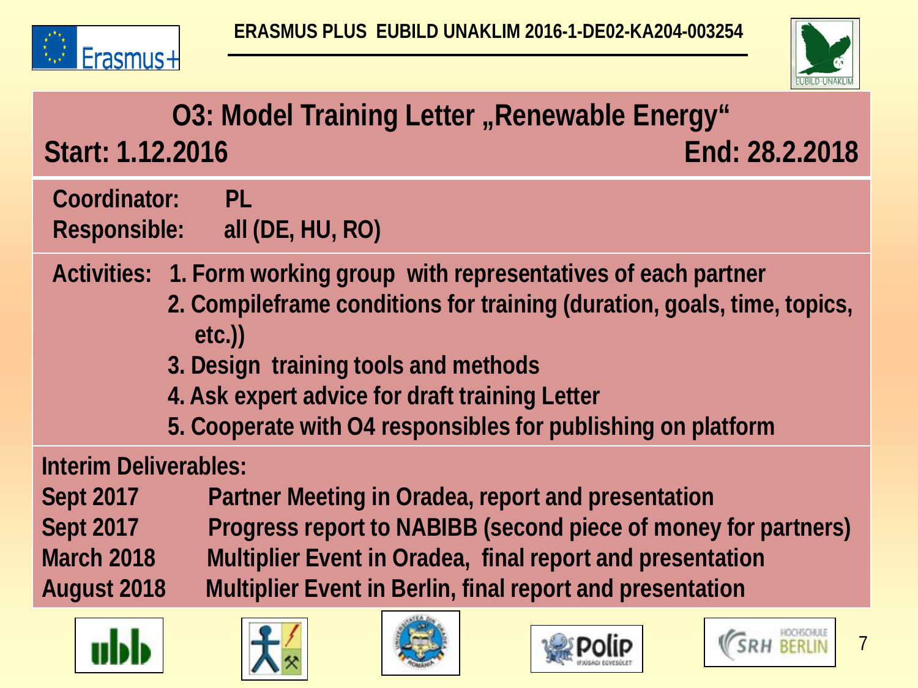ERASMUS PLUS EUBILD UNAKLIM 2016-1-DE02-KA204-003254

# O3: Model Training Letter „Renewable Energy“

**Start: 1.12.2016** **End: 28.2.2018**

**Coordinator:** PL
**Responsible:** all (DE, HU, RO)

**Activities:**

1. Form working group with representatives of each partner
2. Compileframe conditions for training (duration, goals, time, topics, etc.))
3. Design training tools and methods
4. Ask expert advice for draft training Letter
5. Cooperate with O4 responsibles for publishing on platform

**Interim Deliverables:**

| | |
|---|---|
| Sept 2017 | Partner Meeting in Oradea, report and presentation |
| Sept 2017 | Progress report to NABIBB (second piece of money for partners) |
| March 2018 | Multiplier Event in Oradea, final report and presentation |
| August 2018 | Multiplier Event in Berlin, final report and presentation |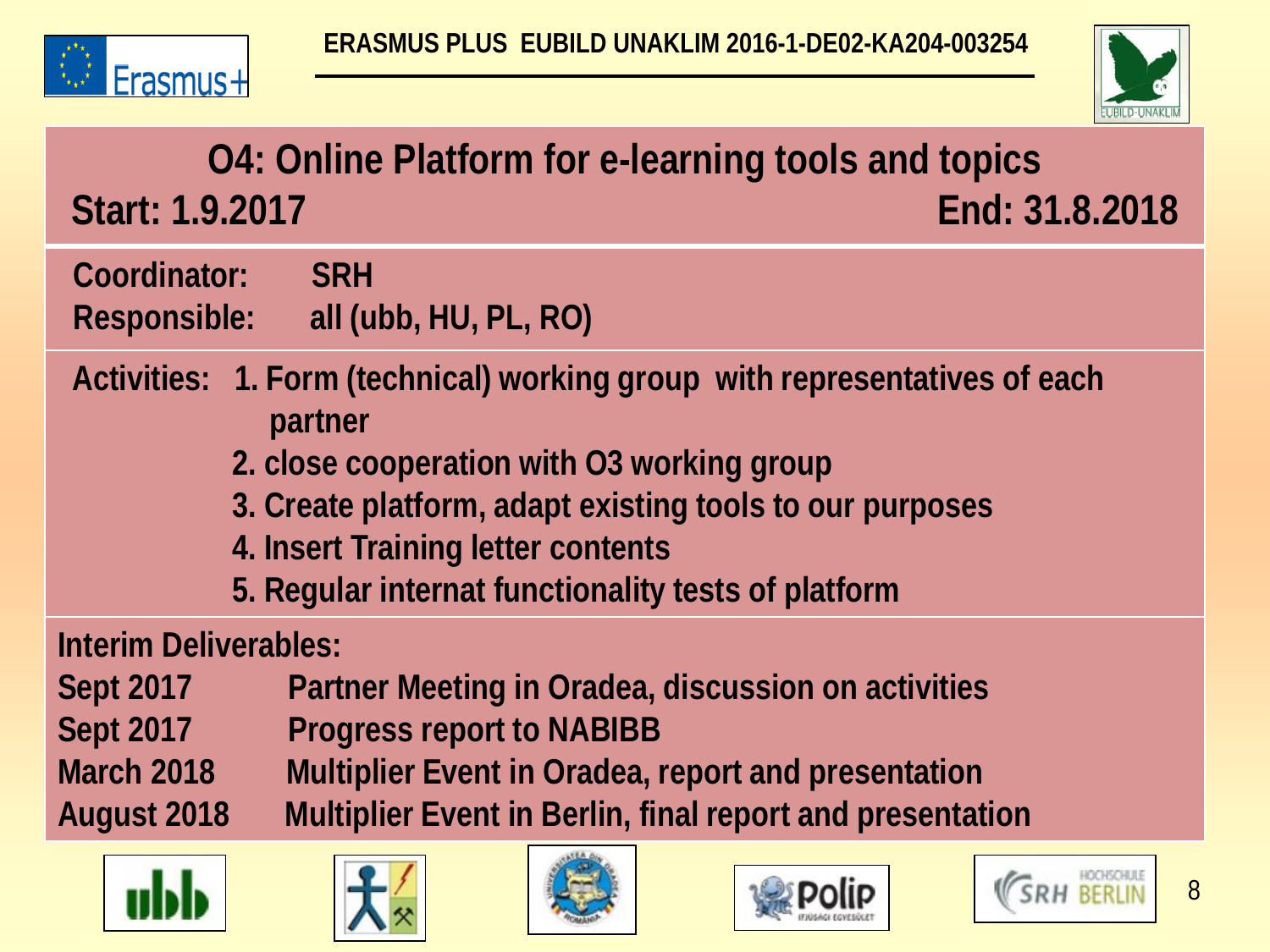ERASMUS PLUS EUBILD UNAKLIM 2016-1-DE02-KA204-003254

# O4: Online Platform for e-learning tools and topics

**Start: 1.9.2017** **End: 31.8.2018**

**Coordinator:** SRH
**Responsible:** all (ubb, HU, PL, RO)

**Activities:**

1. Form (technical) working group with representatives of each partner
2. close cooperation with O3 working group
3. Create platform, adapt existing tools to our purposes
4. Insert Training letter contents
5. Regular internat functionality tests of platform

**Interim Deliverables:**

| | |
|---|---|
| Sept 2017 | Partner Meeting in Oradea, discussion on activities |
| Sept 2017 | Progress report to NABIBB |
| March 2018 | Multiplier Event in Oradea, report and presentation |
| August 2018 | Multiplier Event in Berlin, final report and presentation |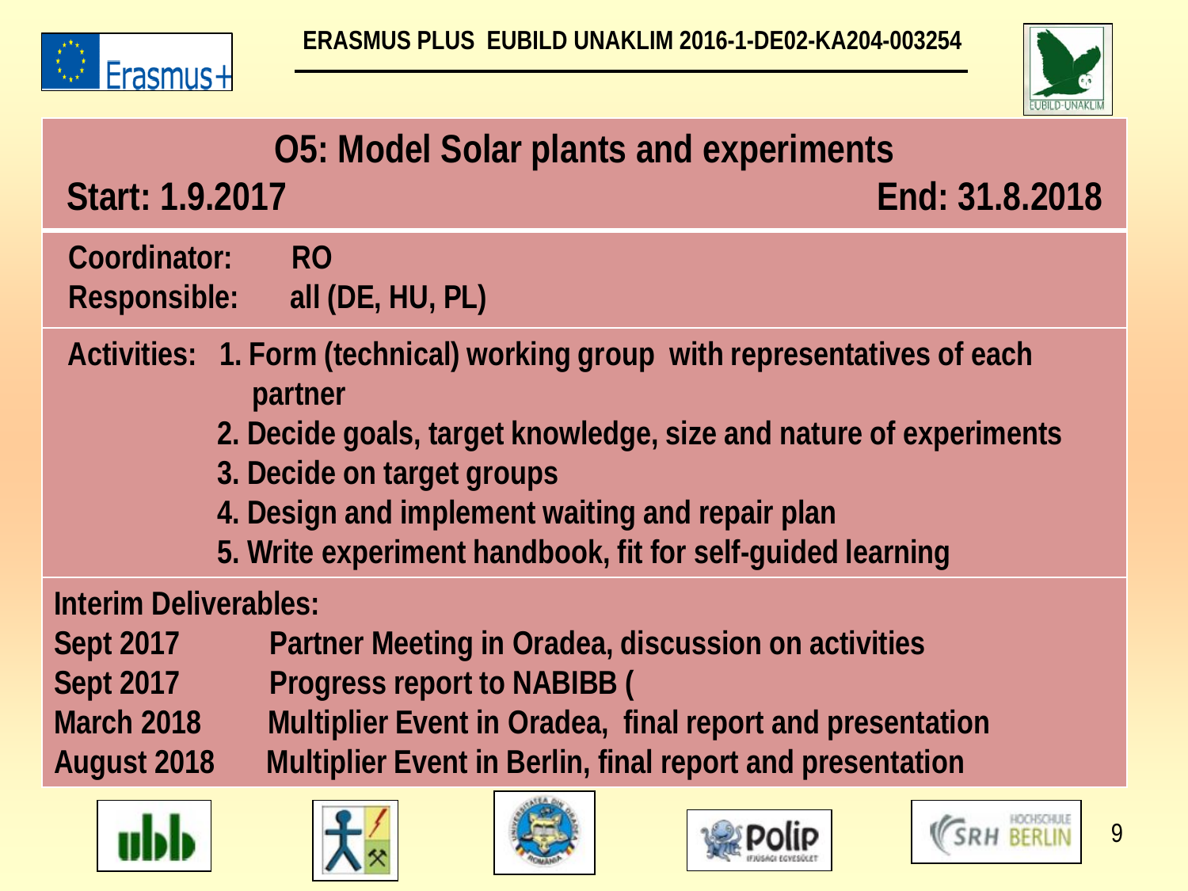# O5: Model Solar plants and experiments

**Start: 1.9.2017** **End: 31.8.2018**

**Coordinator:** RO
**Responsible:** all (DE, HU, PL)

**Activities:**

1. Form (technical) working group with representatives of each partner
2. Decide goals, target knowledge, size and nature of experiments
3. Decide on target groups
4. Design and implement waiting and repair plan
5. Write experiment handbook, fit for self-guided learning

**Interim Deliverables:**

| | |
|---|---|
| Sept 2017 | Partner Meeting in Oradea, discussion on activities |
| Sept 2017 | Progress report to NABIBB ( |
| March 2018 | Multiplier Event in Oradea, final report and presentation |
| August 2018 | Multiplier Event in Berlin, final report and presentation |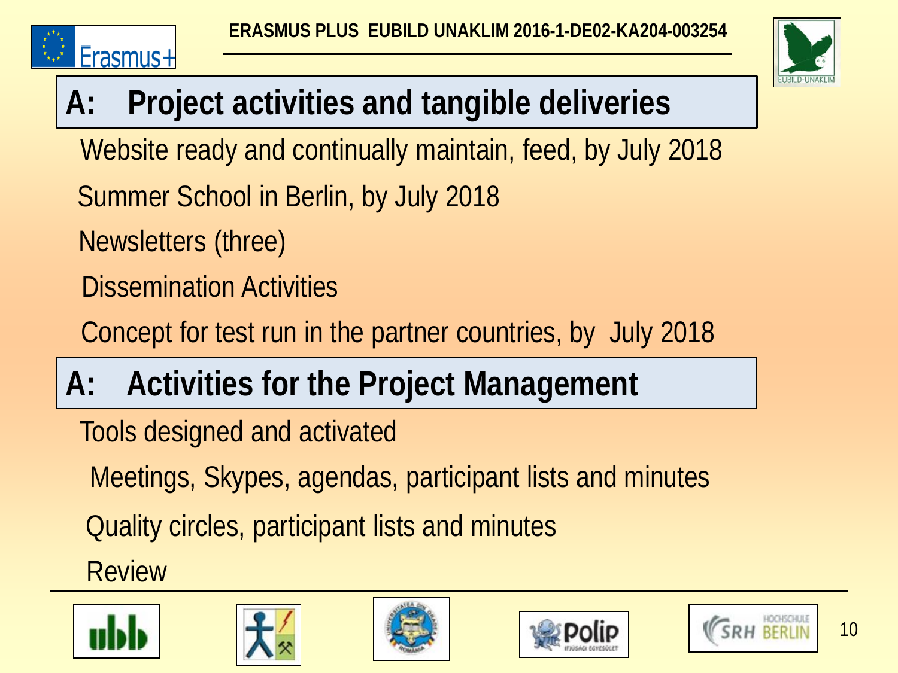## A: Project activities and tangible deliveries

Website ready and continually maintain, feed, by July 2018

Summer School in Berlin, by July 2018

Newsletters (three)

Dissemination Activities

Concept for test run in the partner countries, by July 2018

## A: Activities for the Project Management

Tools designed and activated

Meetings, Skypes, agendas, participant lists and minutes

Quality circles, participant lists and minutes

Review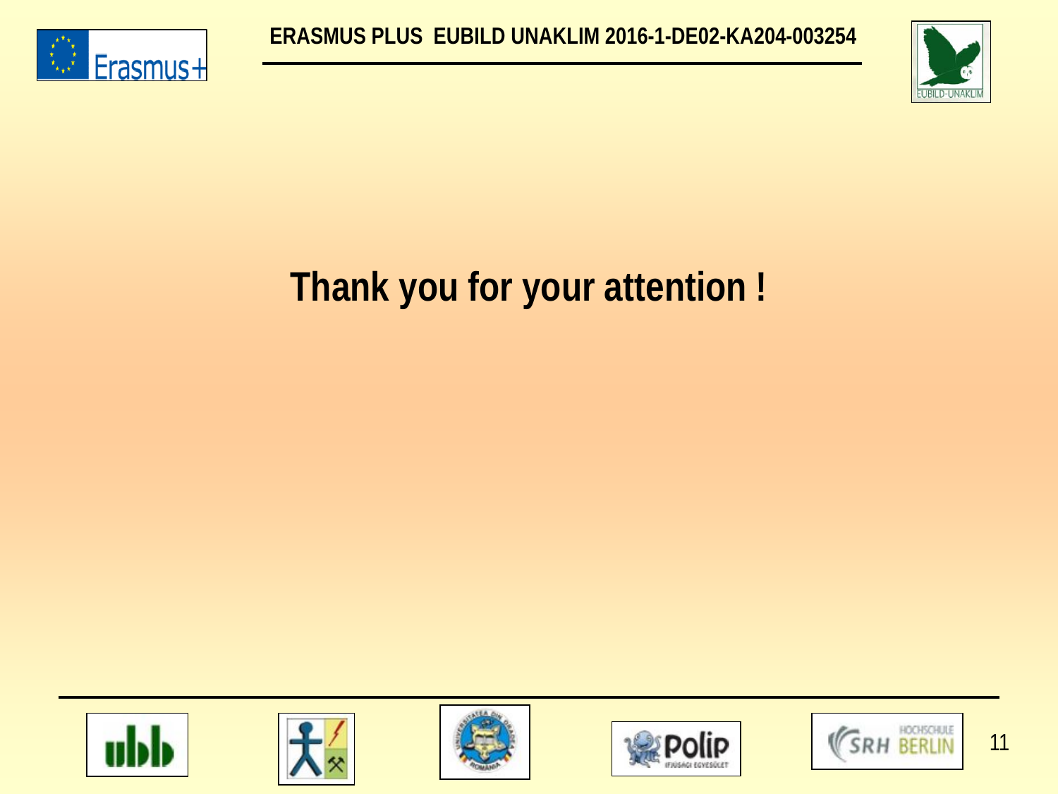# Thank you for your attention !